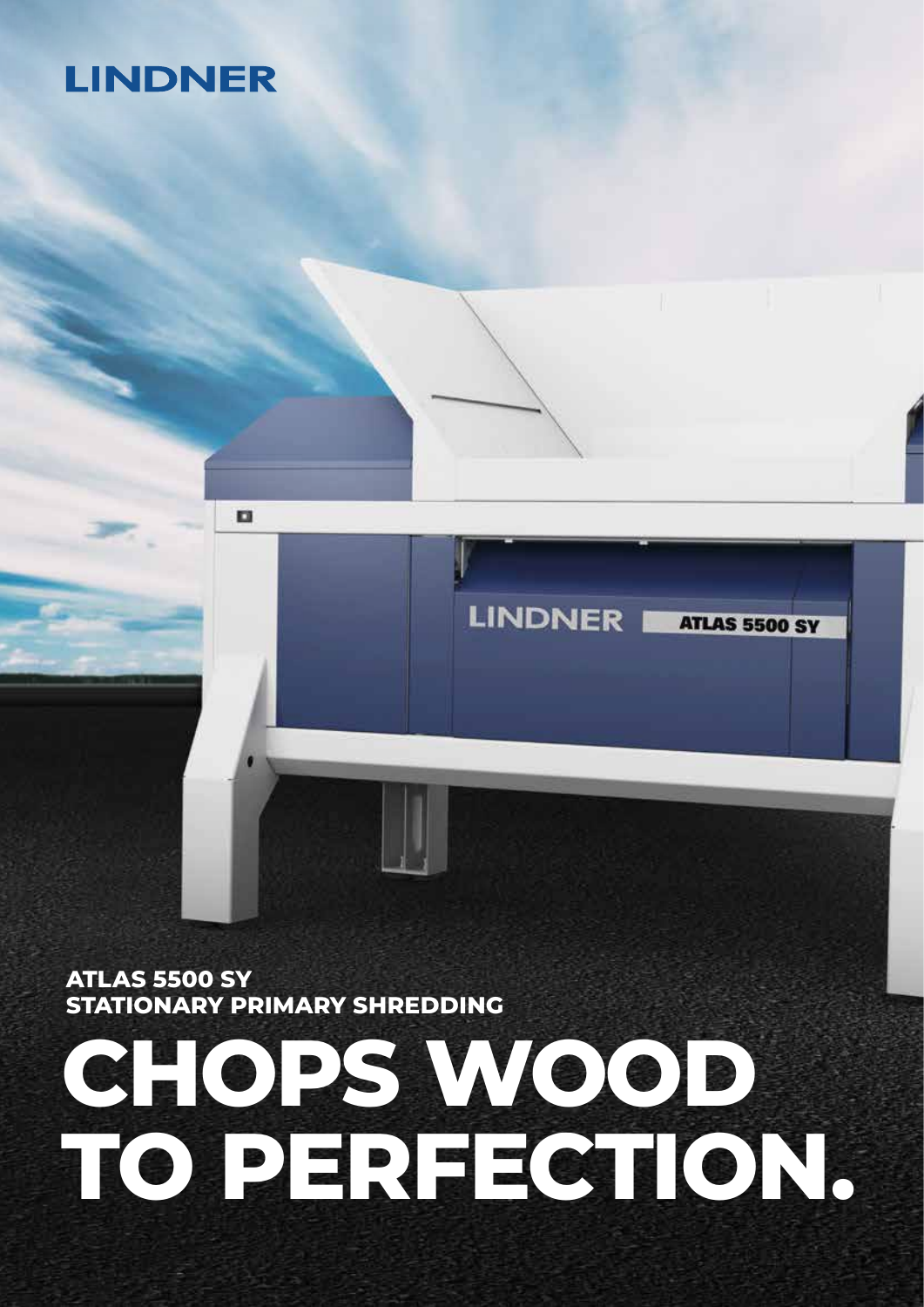LINDNER

ATLAS 5500 SY
STATIONARY PRIMARY SHREDDING

# CHOPS WOOD TO PERFECTION.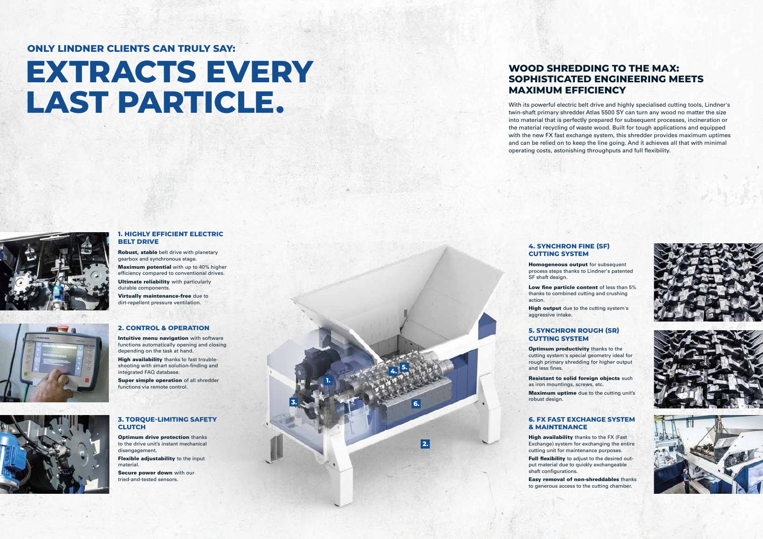## ONLY LINDNER CLIENTS CAN TRULY SAY:

# EXTRACTS EVERY LAST PARTICLE.

## WOOD SHREDDING TO THE MAX: SOPHISTICATED ENGINEERING MEETS MAXIMUM EFFICIENCY

With its powerful electric belt drive and highly specialised cutting tools, Lindner's twin-shaft primary shredder Atlas 5500 SY can turn any wood no matter the size into material that is perfectly prepared for subsequent processes, incineration or the material recycling of waste wood. Built for tough applications and equipped with the new FX fast exchange system, this shredder provides maximum uptimes and can be relied on to keep the line going. And it achieves all that with minimal operating costs, astonishing throughputs and full flexibility.

### 1. HIGHLY EFFICIENT ELECTRIC BELT DRIVE

**Robust, stable** belt drive with planetary gearbox and synchronous stage.

**Maximum potential** with up to 40% higher efficiency compared to conventional drives.

**Ultimate reliability** with particularly durable components.

**Virtually maintenance-free** due to dirt-repellent pressure ventilation.

### 2. CONTROL & OPERATION

**Intuitive menu navigation** with software functions automatically opening and closing depending on the task at hand.

**High availability** thanks to fast trouble-shooting with smart solution-finding and integrated FAQ database.

**Super simple operation** of all shredder functions via remote control.

### 3. TORQUE-LIMITING SAFETY CLUTCH

**Optimum drive protection** thanks to the drive unit's instant mechanical disengagement.

**Flexible adjustability** to the input material.

**Secure power down** with our tried-and-tested sensors.

### 4. SYNCHRON FINE (SF) CUTTING SYSTEM

**Homogeneous output** for subsequent process steps thanks to Lindner's patented SF shaft design.

**Low fine particle content** of less than 5% thanks to combined cutting and crushing action.

**High output** due to the cutting system's aggressive intake.

### 5. SYNCHRON ROUGH (SR) CUTTING SYSTEM

**Optimum productivity** thanks to the cutting system's special geometry ideal for rough primary shredding for higher output and less fines.

**Resistant to solid foreign objects** such as iron mountings, screws, etc.

**Maximum uptime** due to the cutting unit's robust design.

### 6. FX FAST EXCHANGE SYSTEM & MAINTENANCE

**High availability** thanks to the FX (Fast Exchange) system for exchanging the entire cutting unit for maintenance purposes.

**Full flexibility** to adjust to the desired output material due to quickly exchangeable shaft configurations.

**Easy removal of non-shreddables** thanks to generous access to the cutting chamber.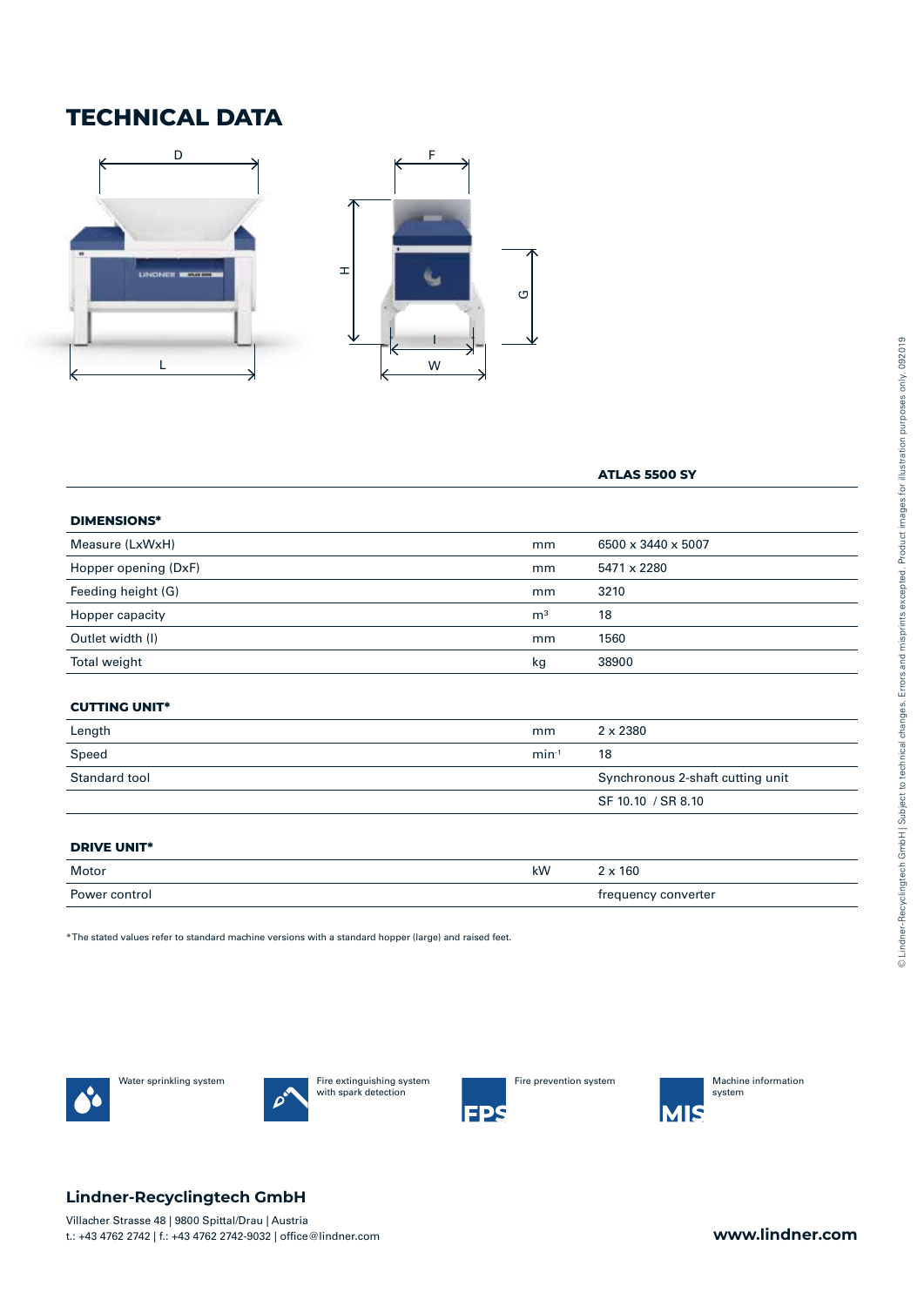# TECHNICAL DATA

D

F

H

G

L

I

W

| | | ATLAS 5500 SY |
|---|---|---|
| **DIMENSIONS*** | | |
| Measure (LxWxH) | mm | 6500 x 3440 x 5007 |
| Hopper opening (DxF) | mm | 5471 x 2280 |
| Feeding height (G) | mm | 3210 |
| Hopper capacity | m³ | 18 |
| Outlet width (I) | mm | 1560 |
| Total weight | kg | 38900 |
| **CUTTING UNIT*** | | |
| Length | mm | 2 x 2380 |
| Speed | $min^{-1}$ | 18 |
| Standard tool | | Synchronous 2-shaft cutting unit |
| | | SF 10.10 / SR 8.10 |
| **DRIVE UNIT*** | | |
| Motor | kW | 2 x 160 |
| Power control | | frequency converter |

*The stated values refer to standard machine versions with a standard hopper (large) and raised feet.

Water sprinkling system

Fire extinguishing system with spark detection

Fire prevention system

Machine information system

© Lindner-Recyclingtech GmbH | Subject to technical changes. Errors and misprints excepted. Product images for illustration purposes only. 092019

**Lindner-Recyclingtech GmbH**

Villacher Strasse 48 | 9800 Spittal/Drau | Austria
t.: +43 4762 2742 | f.: +43 4762 2742-9032 | office@lindner.com

**www.lindner.com**